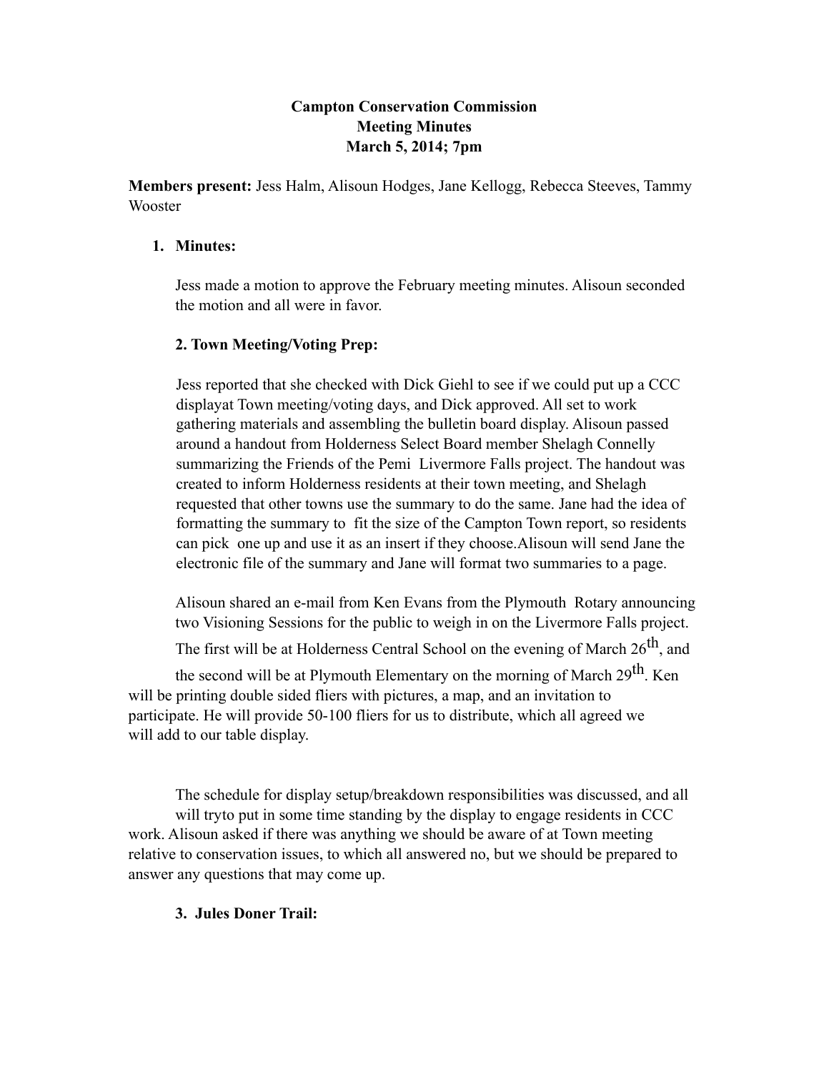**Campton Conservation Commission**
**Meeting Minutes**
**March 5, 2014; 7pm**

**Members present:** Jess Halm, Alisoun Hodges, Jane Kellogg, Rebecca Steeves, Tammy Wooster

1. **Minutes:**

   Jess made a motion to approve the February meeting minutes. Alisoun seconded the motion and all were in favor.

   **2. Town Meeting/Voting Prep:**

   Jess reported that she checked with Dick Giehl to see if we could put up a CCC displayat Town meeting/voting days, and Dick approved. All set to work gathering materials and assembling the bulletin board display. Alisoun passed around a handout from Holderness Select Board member Shelagh Connelly summarizing the Friends of the Pemi Livermore Falls project. The handout was created to inform Holderness residents at their town meeting, and Shelagh requested that other towns use the summary to do the same. Jane had the idea of formatting the summary to fit the size of the Campton Town report, so residents can pick one up and use it as an insert if they choose.Alisoun will send Jane the electronic file of the summary and Jane will format two summaries to a page.

   Alisoun shared an e-mail from Ken Evans from the Plymouth Rotary announcing two Visioning Sessions for the public to weigh in on the Livermore Falls project. The first will be at Holderness Central School on the evening of March 26th, and the second will be at Plymouth Elementary on the morning of March 29th. Ken will be printing double sided fliers with pictures, a map, and an invitation to participate. He will provide 50-100 fliers for us to distribute, which all agreed we will add to our table display.

   The schedule for display setup/breakdown responsibilities was discussed, and all will tryto put in some time standing by the display to engage residents in CCC work. Alisoun asked if there was anything we should be aware of at Town meeting relative to conservation issues, to which all answered no, but we should be prepared to answer any questions that may come up.

   **3. Jules Doner Trail:**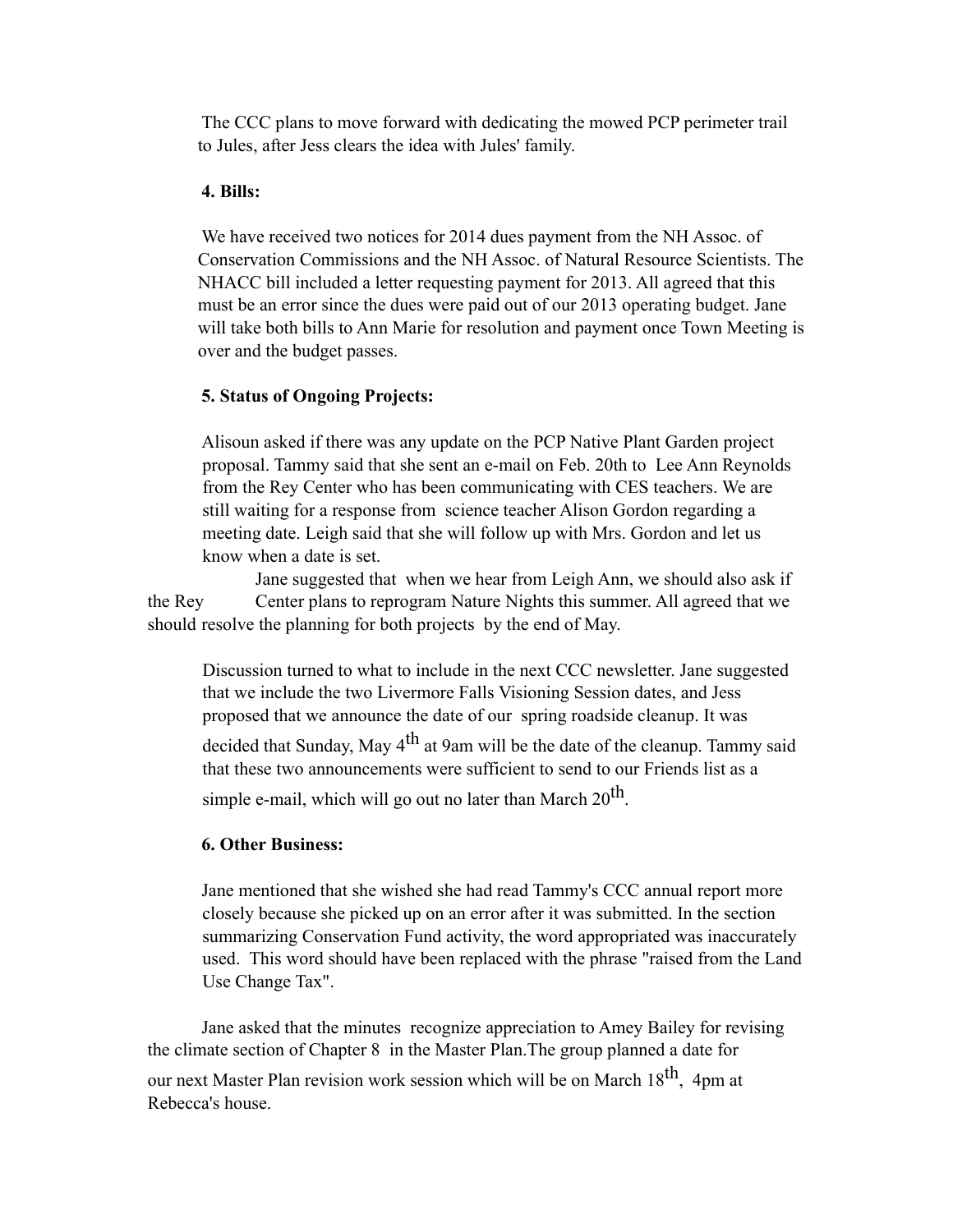The CCC plans to move forward with dedicating the mowed PCP perimeter trail to Jules, after Jess clears the idea with Jules' family.

**4. Bills:**

We have received two notices for 2014 dues payment from the NH Assoc. of Conservation Commissions and the NH Assoc. of Natural Resource Scientists. The NHACC bill included a letter requesting payment for 2013. All agreed that this must be an error since the dues were paid out of our 2013 operating budget. Jane will take both bills to Ann Marie for resolution and payment once Town Meeting is over and the budget passes.

**5. Status of Ongoing Projects:**

Alisoun asked if there was any update on the PCP Native Plant Garden project proposal. Tammy said that she sent an e-mail on Feb. 20th to Lee Ann Reynolds from the Rey Center who has been communicating with CES teachers. We are still waiting for a response from science teacher Alison Gordon regarding a meeting date. Leigh said that she will follow up with Mrs. Gordon and let us know when a date is set.

Jane suggested that when we hear from Leigh Ann, we should also ask if the Rey Center plans to reprogram Nature Nights this summer. All agreed that we should resolve the planning for both projects by the end of May.

Discussion turned to what to include in the next CCC newsletter. Jane suggested that we include the two Livermore Falls Visioning Session dates, and Jess proposed that we announce the date of our spring roadside cleanup. It was decided that Sunday, May 4th at 9am will be the date of the cleanup. Tammy said that these two announcements were sufficient to send to our Friends list as a simple e-mail, which will go out no later than March 20th.

**6. Other Business:**

Jane mentioned that she wished she had read Tammy's CCC annual report more closely because she picked up on an error after it was submitted. In the section summarizing Conservation Fund activity, the word appropriated was inaccurately used. This word should have been replaced with the phrase "raised from the Land Use Change Tax".

Jane asked that the minutes recognize appreciation to Amey Bailey for revising the climate section of Chapter 8 in the Master Plan.The group planned a date for our next Master Plan revision work session which will be on March 18th, 4pm at Rebecca's house.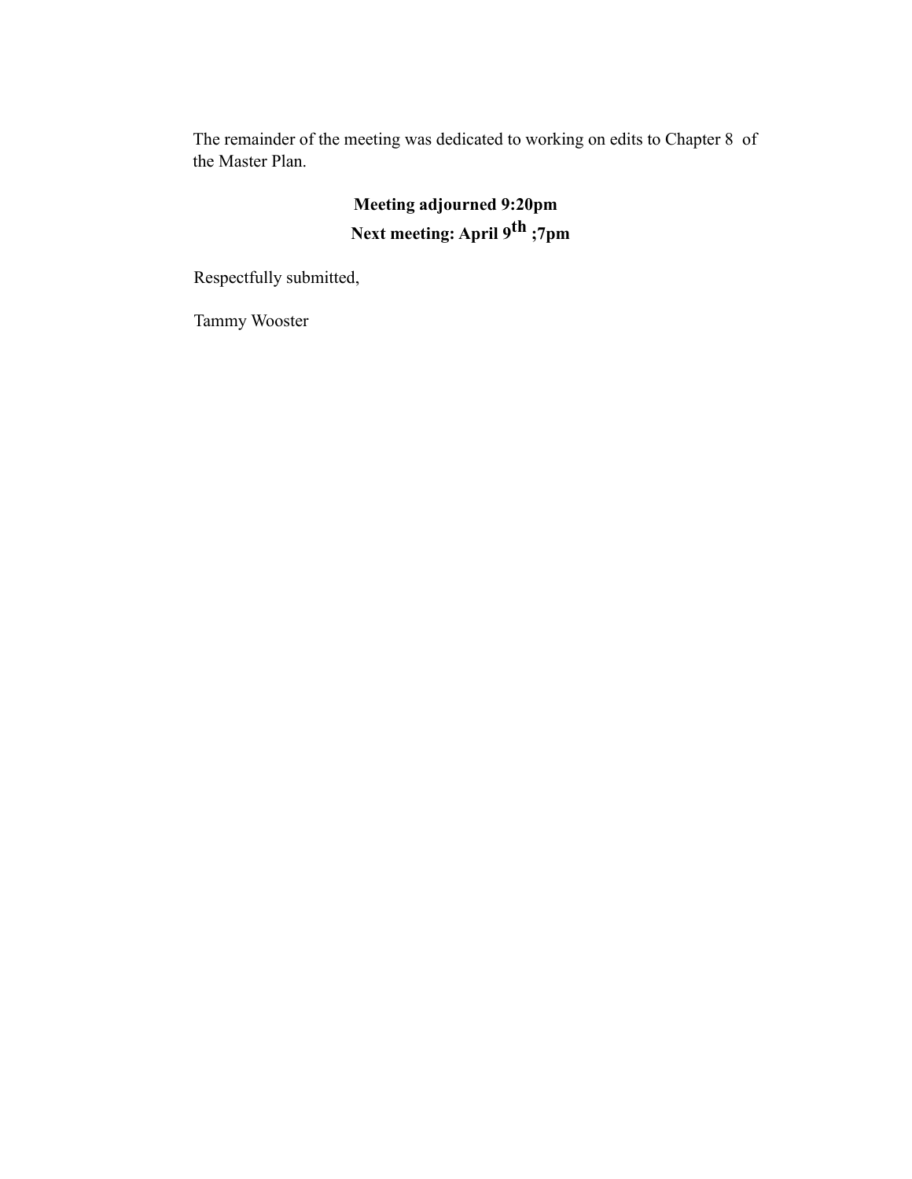The remainder of the meeting was dedicated to working on edits to Chapter 8 of the Master Plan.

**Meeting adjourned 9:20pm**

**Next meeting: April 9th ;7pm**

Respectfully submitted,

Tammy Wooster